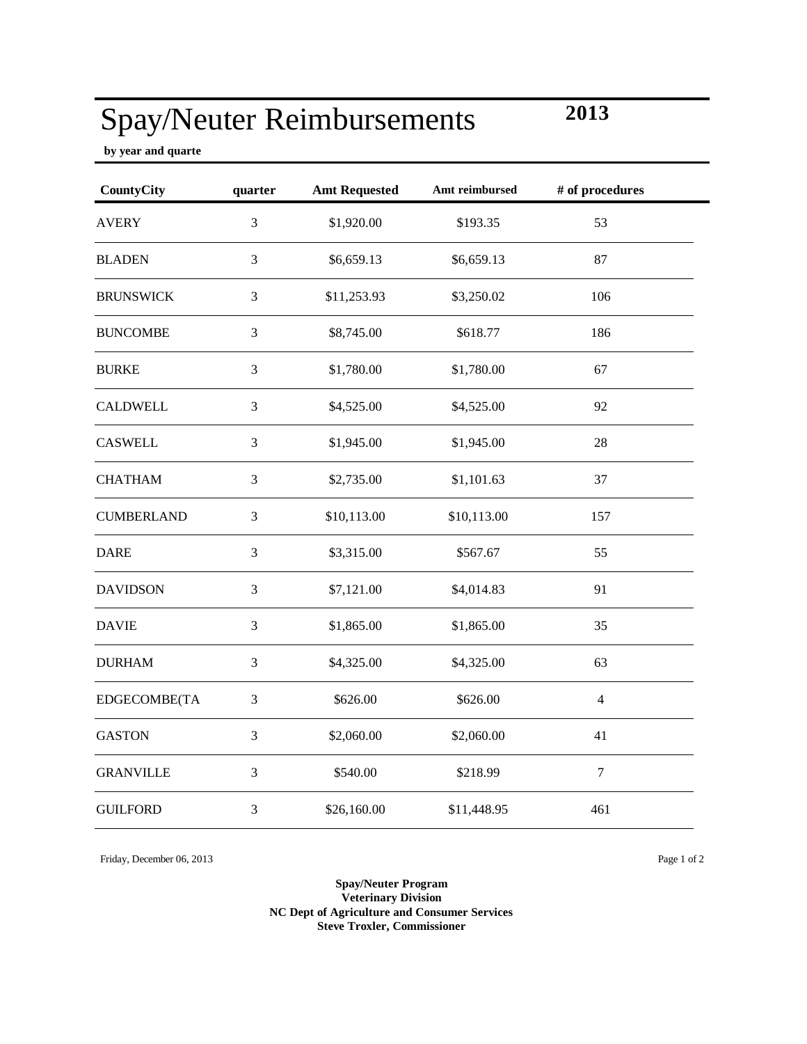# Spay/Neuter Reimbursements

**2013**

**by year and quarte**

| CountyCity | quarter | Amt Requested | Amt reimbursed | # of procedures |
|---|---|---|---|---|
| AVERY | 3 | $1,920.00 | $193.35 | 53 |
| BLADEN | 3 | $6,659.13 | $6,659.13 | 87 |
| BRUNSWICK | 3 | $11,253.93 | $3,250.02 | 106 |
| BUNCOMBE | 3 | $8,745.00 | $618.77 | 186 |
| BURKE | 3 | $1,780.00 | $1,780.00 | 67 |
| CALDWELL | 3 | $4,525.00 | $4,525.00 | 92 |
| CASWELL | 3 | $1,945.00 | $1,945.00 | 28 |
| CHATHAM | 3 | $2,735.00 | $1,101.63 | 37 |
| CUMBERLAND | 3 | $10,113.00 | $10,113.00 | 157 |
| DARE | 3 | $3,315.00 | $567.67 | 55 |
| DAVIDSON | 3 | $7,121.00 | $4,014.83 | 91 |
| DAVIE | 3 | $1,865.00 | $1,865.00 | 35 |
| DURHAM | 3 | $4,325.00 | $4,325.00 | 63 |
| EDGECOMBE(TA | 3 | $626.00 | $626.00 | 4 |
| GASTON | 3 | $2,060.00 | $2,060.00 | 41 |
| GRANVILLE | 3 | $540.00 | $218.99 | 7 |
| GUILFORD | 3 | $26,160.00 | $11,448.95 | 461 |

Friday, December 06, 2013

**Spay/Neuter Program**
**Veterinary Division**
**NC Dept of Agriculture and Consumer Services**
**Steve Troxler, Commissioner**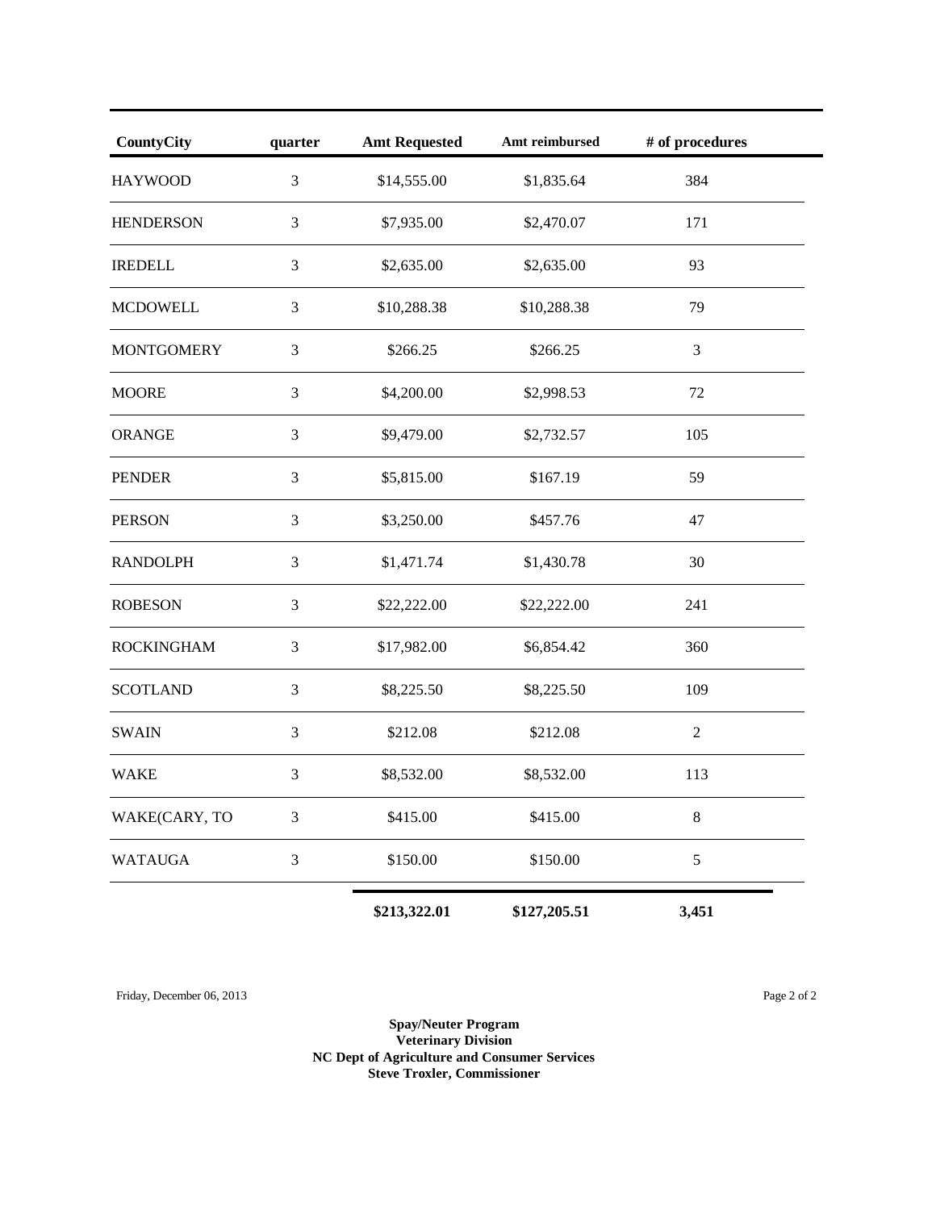| CountyCity | quarter | Amt Requested | Amt reimbursed | # of procedures |
|---|---|---|---|---|
| HAYWOOD | 3 | $14,555.00 | $1,835.64 | 384 |
| HENDERSON | 3 | $7,935.00 | $2,470.07 | 171 |
| IREDELL | 3 | $2,635.00 | $2,635.00 | 93 |
| MCDOWELL | 3 | $10,288.38 | $10,288.38 | 79 |
| MONTGOMERY | 3 | $266.25 | $266.25 | 3 |
| MOORE | 3 | $4,200.00 | $2,998.53 | 72 |
| ORANGE | 3 | $9,479.00 | $2,732.57 | 105 |
| PENDER | 3 | $5,815.00 | $167.19 | 59 |
| PERSON | 3 | $3,250.00 | $457.76 | 47 |
| RANDOLPH | 3 | $1,471.74 | $1,430.78 | 30 |
| ROBESON | 3 | $22,222.00 | $22,222.00 | 241 |
| ROCKINGHAM | 3 | $17,982.00 | $6,854.42 | 360 |
| SCOTLAND | 3 | $8,225.50 | $8,225.50 | 109 |
| SWAIN | 3 | $212.08 | $212.08 | 2 |
| WAKE | 3 | $8,532.00 | $8,532.00 | 113 |
| WAKE(CARY, TO | 3 | $415.00 | $415.00 | 8 |
| WATAUGA | 3 | $150.00 | $150.00 | 5 |
| | | **$213,322.01** | **$127,205.51** | **3,451** |

Friday, December 06, 2013

**Spay/Neuter Program**
**Veterinary Division**
**NC Dept of Agriculture and Consumer Services**
**Steve Troxler, Commissioner**